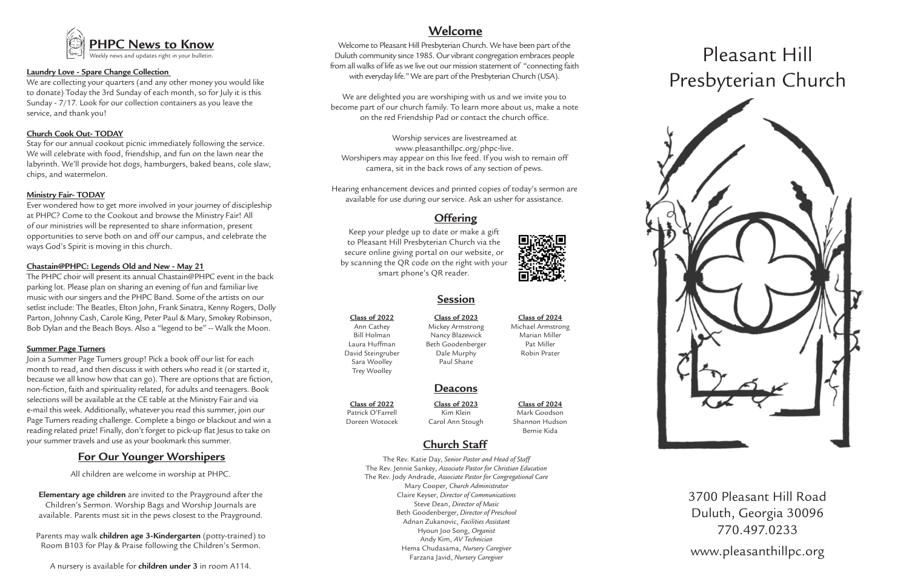## PHPC News to Know

Weekly news and updates right in your bulletin.

**Laundry Love - Spare Change Collection**

We are collecting your quarters (and any other money you would like to donate) Today the 3rd Sunday of each month, so for July it is this Sunday - 7/17. Look for our collection containers as you leave the service, and thank you!

**Church Cook Out- TODAY**

Stay for our annual cookout picnic immediately following the service. We will celebrate with food, friendship, and fun on the lawn near the labyrinth. We'll provide hot dogs, hamburgers, baked beans, cole slaw, chips, and watermelon.

**Ministry Fair- TODAY**

Ever wondered how to get more involved in your journey of discipleship at PHPC? Come to the Cookout and browse the Ministry Fair! All of our ministries will be represented to share information, present opportunities to serve both on and off our campus, and celebrate the ways God's Spirit is moving in this church.

**Chastain@PHPC: Legends Old and New - May 21**

The PHPC choir will present its annual Chastain@PHPC event in the back parking lot. Please plan on sharing an evening of fun and familiar live music with our singers and the PHPC Band. Some of the artists on our setlist include: The Beatles, Elton John, Frank Sinatra, Kenny Rogers, Dolly Parton, Johnny Cash, Carole King, Peter Paul & Mary, Smokey Robinson, Bob Dylan and the Beach Boys. Also a "legend to be" -- Walk the Moon.

**Summer Page Turners**

Join a Summer Page Turners group! Pick a book off our list for each month to read, and then discuss it with others who read it (or started it, because we all know how that can go). There are options that are fiction, non-fiction, faith and spirituality related, for adults and teenagers. Book selections will be available at the CE table at the Ministry Fair and via e-mail this week. Additionally, whatever you read this summer, join our Page Turners reading challenge. Complete a bingo or blackout and win a reading related prize! Finally, don't forget to pick-up flat Jesus to take on your summer travels and use as your bookmark this summer.

## For Our Younger Worshipers

All children are welcome in worship at PHPC.

**Elementary age children** are invited to the Prayground after the Children's Sermon. Worship Bags and Worship Journals are available. Parents must sit in the pews closest to the Prayground.

Parents may walk **children age 3-Kindergarten** (potty-trained) to Room B103 for Play & Praise following the Children's Sermon.

A nursery is available for **children under 3** in room A114.

## Welcome

Welcome to Pleasant Hill Presbyterian Church. We have been part of the Duluth community since 1985. Our vibrant congregation embraces people from all walks of life as we live out our mission statement of "connecting faith with everyday life." We are part of the Presbyterian Church (USA).

We are delighted you are worshiping with us and we invite you to become part of our church family. To learn more about us, make a note on the red Friendship Pad or contact the church office.

Worship services are livestreamed at www.pleasanthillpc.org/phpc-live. Worshipers may appear on this live feed. If you wish to remain off camera, sit in the back rows of any section of pews.

Hearing enhancement devices and printed copies of today's sermon are available for use during our service. Ask an usher for assistance.

## Offering

Keep your pledge up to date or make a gift to Pleasant Hill Presbyterian Church via the secure online giving portal on our website, or by scanning the QR code on the right with your smart phone's QR reader.

## Session

**Class of 2022**
Ann Cathey
Bill Holman
Laura Huffman
David Steingruber
Sara Woolley
Trey Woolley

**Class of 2023**
Mickey Armstrong
Nancy Blazewick
Beth Goodenberger
Dale Murphy
Paul Shane

**Class of 2024**
Michael Armstrong
Marian Miller
Pat Miller
Robin Prater

## Deacons

**Class of 2022**
Patrick O'Farrell
Doreen Wotocek

**Class of 2023**
Kim Klein
Carol Ann Stough

**Class of 2024**
Mark Goodson
Shannon Hudson
Bernie Kida

## Church Staff

The Rev. Katie Day, *Senior Pastor and Head of Staff*
The Rev. Jennie Sankey, *Associate Pastor for Christian Education*
The Rev. Jody Andrade, *Associate Pastor for Congregational Care*
Mary Cooper, *Church Administrator*
Claire Keyser, *Director of Communications*
Steve Dean, *Director of Music*
Beth Goodenberger, *Director of Preschool*
Adnan Zukanovic, *Facilities Assistant*
Hyoun Joo Song, *Organist*
Andy Kim, *AV Technician*
Hema Chudasama, *Nursery Caregiver*
Farzana Javid, *Nursery Caregiver*

# Pleasant Hill Presbyterian Church

3700 Pleasant Hill Road
Duluth, Georgia 30096
770.497.0233

www.pleasanthillpc.org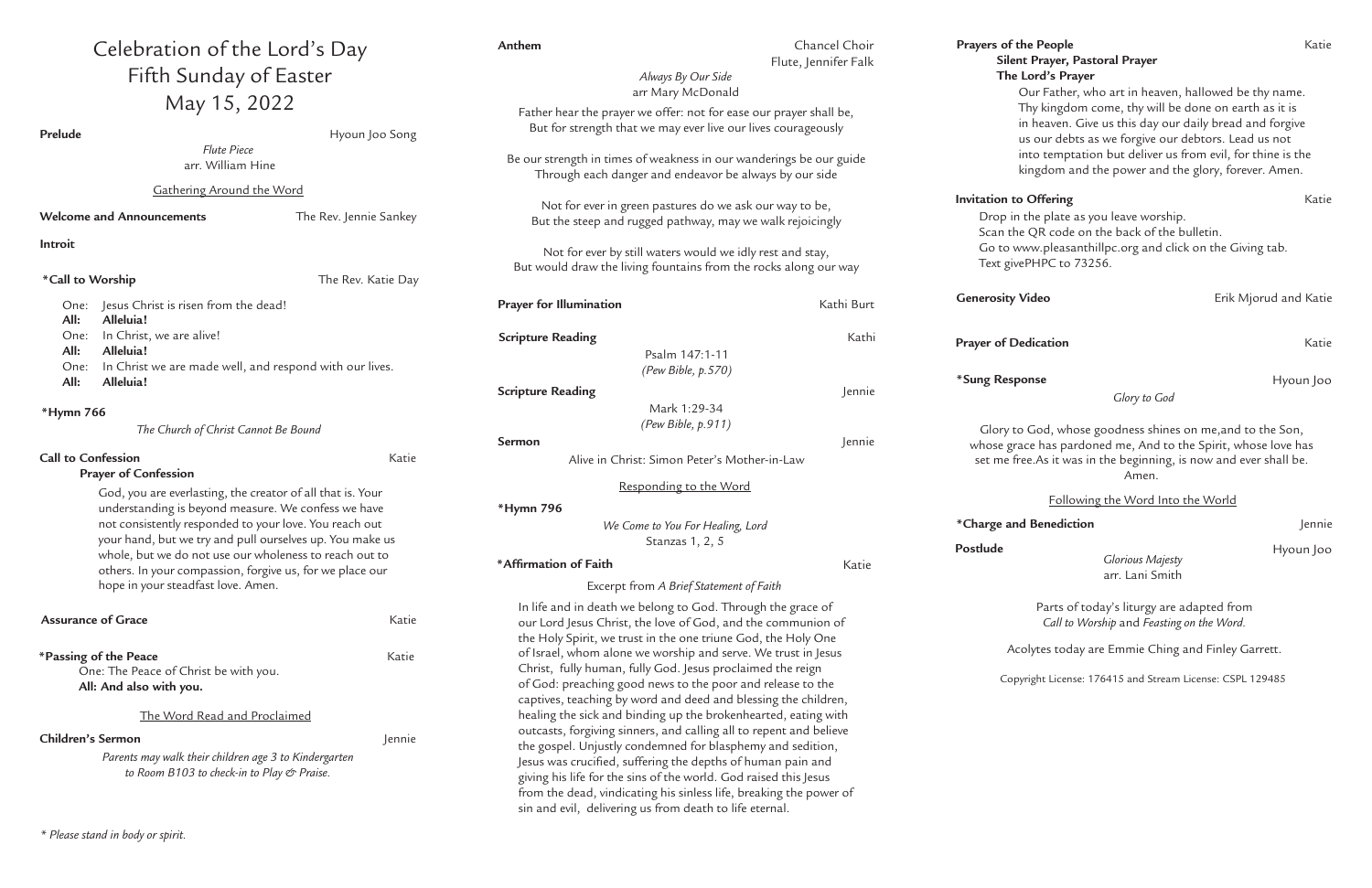# Celebration of the Lord's Day
## Fifth Sunday of Easter
## May 15, 2022

**Prelude** — Hyoun Joo Song

*Flute Piece*
arr. William Hine

Gathering Around the Word

**Welcome and Announcements** — The Rev. Jennie Sankey

**Introit**

***Call to Worship** — The Rev. Katie Day

One: Jesus Christ is risen from the dead!
**All: Alleluia!**
One: In Christ, we are alive!
**All: Alleluia!**
One: In Christ we are made well, and respond with our lives.
**All: Alleluia!**

***Hymn 766**

*The Church of Christ Cannot Be Bound*

**Call to Confession** — Katie

**Prayer of Confession**

God, you are everlasting, the creator of all that is. Your understanding is beyond measure. We confess we have not consistently responded to your love. You reach out your hand, but we try and pull ourselves up. You make us whole, but we do not use our wholeness to reach out to others. In your compassion, forgive us, for we place our hope in your steadfast love. Amen.

**Assurance of Grace** — Katie

***Passing of the Peace** — Katie

One: The Peace of Christ be with you.
**All: And also with you.**

The Word Read and Proclaimed

**Children's Sermon** — Jennie

*Parents may walk their children age 3 to Kindergarten to Room B103 to check-in to Play & Praise.*

*\* Please stand in body or spirit.*

**Anthem** — Chancel Choir
Flute, Jennifer Falk

*Always By Our Side*
arr Mary McDonald

Father hear the prayer we offer: not for ease our prayer shall be,
But for strength that we may ever live our lives courageously

Be our strength in times of weakness in our wanderings be our guide
Through each danger and endeavor be always by our side

Not for ever in green pastures do we ask our way to be,
But the steep and rugged pathway, may we walk rejoicingly

Not for ever by still waters would we idly rest and stay,
But would draw the living fountains from the rocks along our way

**Prayer for Illumination** — Kathi Burt

**Scripture Reading** — Kathi

Psalm 147:1-11
*(Pew Bible, p.570)*

**Scripture Reading** — Jennie

Mark 1:29-34
*(Pew Bible, p.911)*

**Sermon** — Jennie

Alive in Christ: Simon Peter's Mother-in-Law

Responding to the Word

***Hymn 796**

*We Come to You For Healing, Lord*
Stanzas 1, 2, 5

***Affirmation of Faith** — Katie

Excerpt from *A Brief Statement of Faith*

In life and in death we belong to God. Through the grace of our Lord Jesus Christ, the love of God, and the communion of the Holy Spirit, we trust in the one triune God, the Holy One of Israel, whom alone we worship and serve. We trust in Jesus Christ, fully human, fully God. Jesus proclaimed the reign of God: preaching good news to the poor and release to the captives, teaching by word and deed and blessing the children, healing the sick and binding up the brokenhearted, eating with outcasts, forgiving sinners, and calling all to repent and believe the gospel. Unjustly condemned for blasphemy and sedition, Jesus was crucified, suffering the depths of human pain and giving his life for the sins of the world. God raised this Jesus from the dead, vindicating his sinless life, breaking the power of sin and evil, delivering us from death to life eternal.

**Prayers of the People** — Katie

**Silent Prayer, Pastoral Prayer**

**The Lord's Prayer**

Our Father, who art in heaven, hallowed be thy name. Thy kingdom come, thy will be done on earth as it is in heaven. Give us this day our daily bread and forgive us our debts as we forgive our debtors. Lead us not into temptation but deliver us from evil, for thine is the kingdom and the power and the glory, forever. Amen.

**Invitation to Offering** — Katie

Drop in the plate as you leave worship.
Scan the QR code on the back of the bulletin.
Go to www.pleasanthillpc.org and click on the Giving tab.
Text givePHPC to 73256.

**Generosity Video** — Erik Mjorud and Katie

**Prayer of Dedication** — Katie

***Sung Response** — Hyoun Joo

*Glory to God*

Glory to God, whose goodness shines on me,and to the Son, whose grace has pardoned me, And to the Spirit, whose love has set me free.As it was in the beginning, is now and ever shall be. Amen.

Following the Word Into the World

***Charge and Benediction** — Jennie

**Postlude** — Hyoun Joo

*Glorious Majesty*
arr. Lani Smith

Parts of today's liturgy are adapted from *Call to Worship* and *Feasting on the Word.*

Acolytes today are Emmie Ching and Finley Garrett.

Copyright License: 176415 and Stream License: CSPL 129485